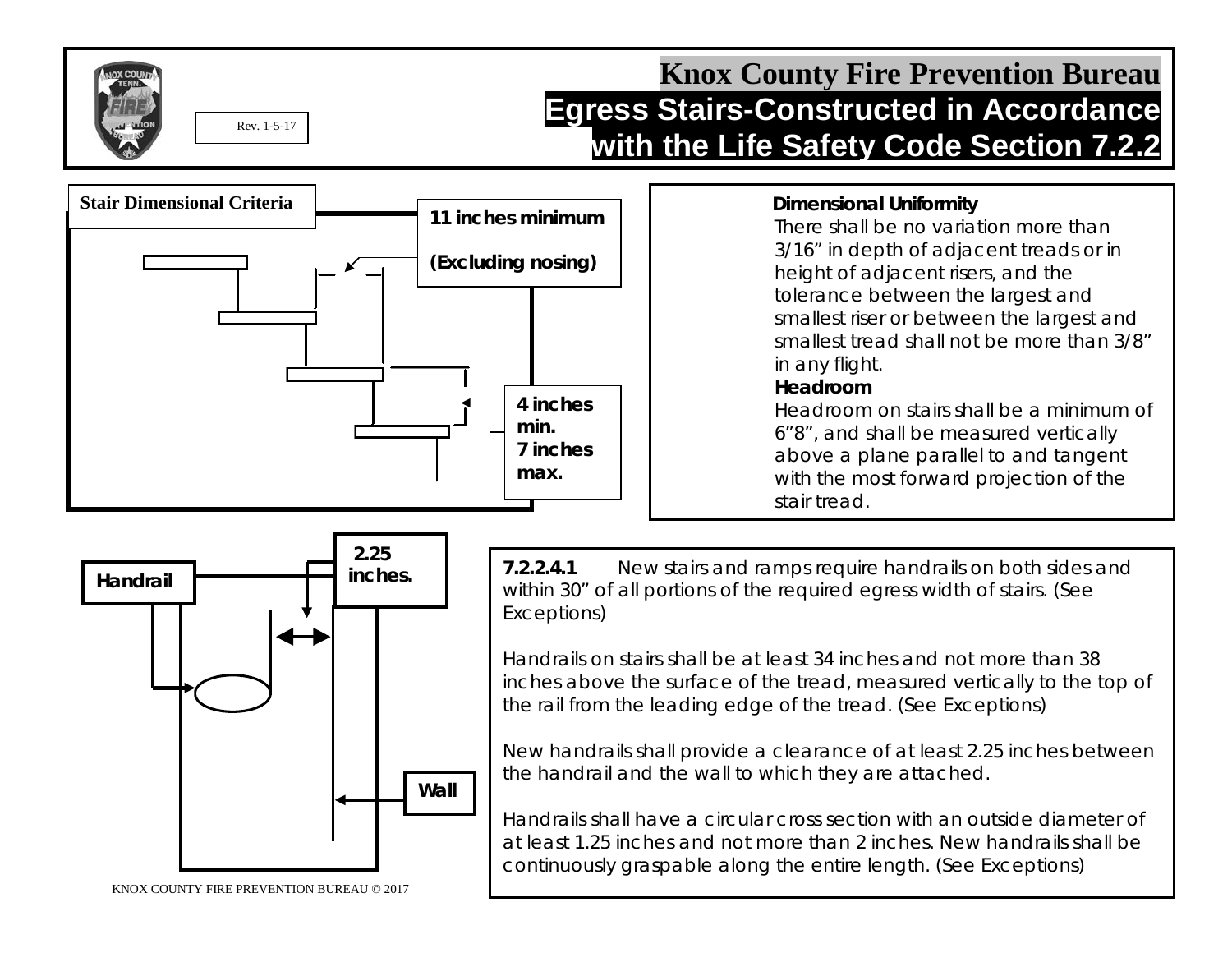# Knox County Fire Prevention Bureau

## Egress Stairs-Constructed in Accordance with the Life Safety Code Section 7.2.2

Rev. 1-5-17

**Stair Dimensional Criteria**

**11 inches minimum**

**(Excluding nosing)**

**4 inches min.**
**7 inches max.**

**Dimensional Uniformity**

There shall be no variation more than 3/16" in depth of adjacent treads or in height of adjacent risers, and the tolerance between the largest and smallest riser or between the largest and smallest tread shall not be more than 3/8" in any flight.

**Headroom**

Headroom on stairs shall be a minimum of 6"8", and shall be measured vertically above a plane parallel to and tangent with the most forward projection of the stair tread.

**Handrail**

**2.25 inches.**

**Wall**

**7.2.2.4.1** New stairs and ramps require handrails on both sides and within 30" of all portions of the required egress width of stairs. (See Exceptions)

Handrails on stairs shall be at least 34 inches and not more than 38 inches above the surface of the tread, measured vertically to the top of the rail from the leading edge of the tread. (See Exceptions)

New handrails shall provide a clearance of at least 2.25 inches between the handrail and the wall to which they are attached.

Handrails shall have a circular cross section with an outside diameter of at least 1.25 inches and not more than 2 inches. New handrails shall be continuously graspable along the entire length. (See Exceptions)

KNOX COUNTY FIRE PREVENTION BUREAU © 2017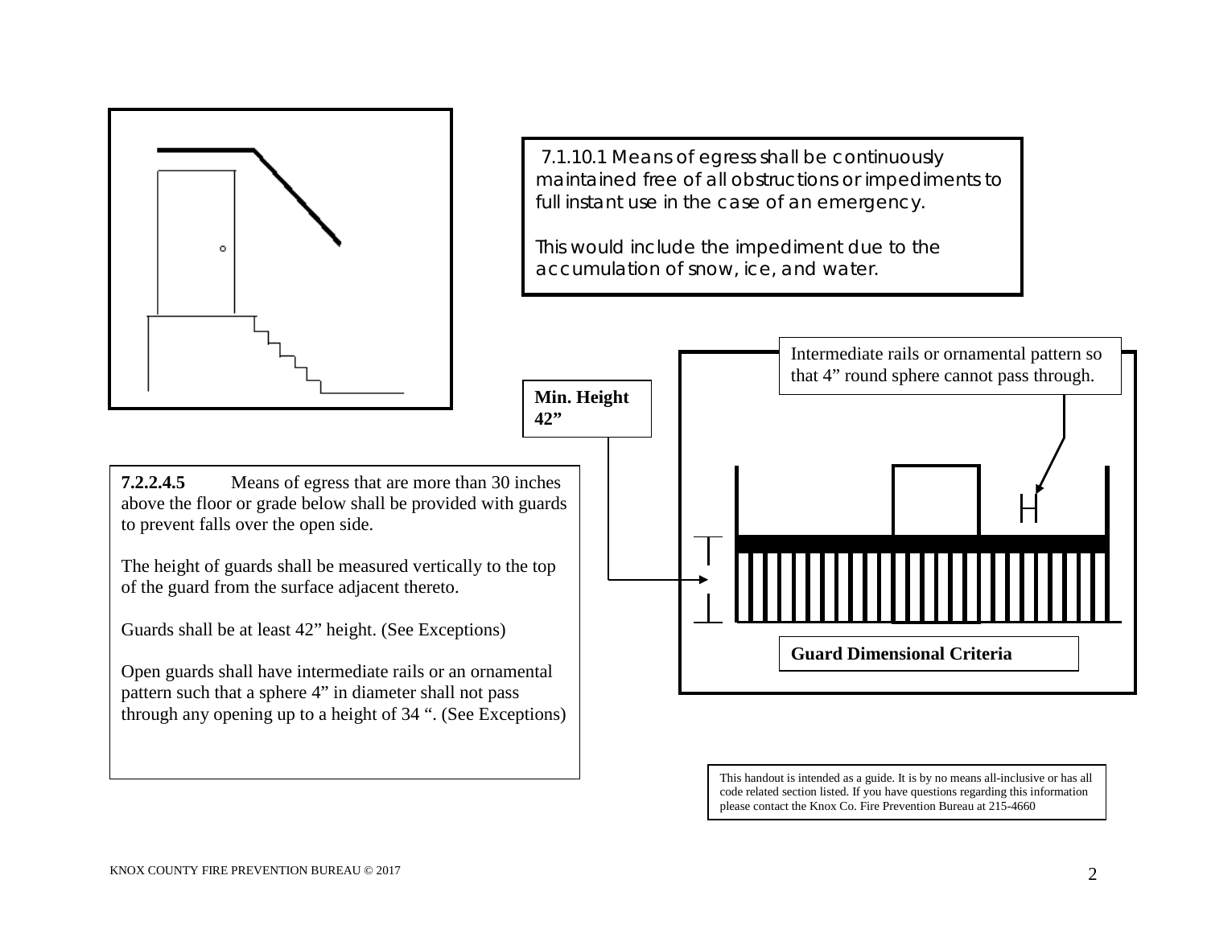7.1.10.1 Means of egress shall be continuously maintained free of all obstructions or impediments to full instant use in the case of an emergency.

This would include the impediment due to the accumulation of snow, ice, and water.

Intermediate rails or ornamental pattern so that 4” round sphere cannot pass through.

**Min. Height 42”**

**Guard Dimensional Criteria**

**7.2.2.4.5** Means of egress that are more than 30 inches above the floor or grade below shall be provided with guards to prevent falls over the open side.

The height of guards shall be measured vertically to the top of the guard from the surface adjacent thereto.

Guards shall be at least 42” height. (See Exceptions)

Open guards shall have intermediate rails or an ornamental pattern such that a sphere 4” in diameter shall not pass through any opening up to a height of 34 “. (See Exceptions)

This handout is intended as a guide. It is by no means all-inclusive or has all code related section listed. If you have questions regarding this information please contact the Knox Co. Fire Prevention Bureau at 215-4660

KNOX COUNTY FIRE PREVENTION BUREAU © 2017